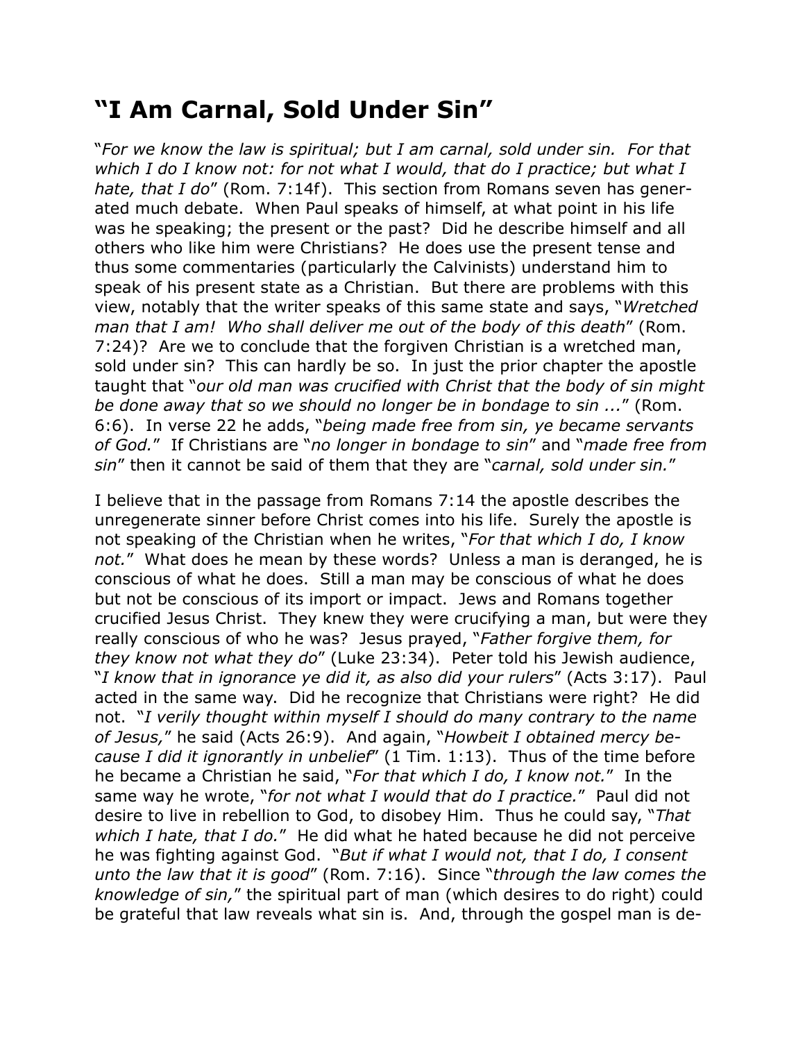# "I Am Carnal, Sold Under Sin"

"*For we know the law is spiritual; but I am carnal, sold under sin. For that which I do I know not: for not what I would, that do I practice; but what I hate, that I do*" (Rom. 7:14f). This section from Romans seven has generated much debate. When Paul speaks of himself, at what point in his life was he speaking; the present or the past? Did he describe himself and all others who like him were Christians? He does use the present tense and thus some commentaries (particularly the Calvinists) understand him to speak of his present state as a Christian. But there are problems with this view, notably that the writer speaks of this same state and says, "*Wretched man that I am! Who shall deliver me out of the body of this death*" (Rom. 7:24)? Are we to conclude that the forgiven Christian is a wretched man, sold under sin? This can hardly be so. In just the prior chapter the apostle taught that "*our old man was crucified with Christ that the body of sin might be done away that so we should no longer be in bondage to sin ...*" (Rom. 6:6). In verse 22 he adds, "*being made free from sin, ye became servants of God.*" If Christians are "*no longer in bondage to sin*" and "*made free from sin*" then it cannot be said of them that they are "*carnal, sold under sin.*"

I believe that in the passage from Romans 7:14 the apostle describes the unregenerate sinner before Christ comes into his life. Surely the apostle is not speaking of the Christian when he writes, "*For that which I do, I know not.*" What does he mean by these words? Unless a man is deranged, he is conscious of what he does. Still a man may be conscious of what he does but not be conscious of its import or impact. Jews and Romans together crucified Jesus Christ. They knew they were crucifying a man, but were they really conscious of who he was? Jesus prayed, "*Father forgive them, for they know not what they do*" (Luke 23:34). Peter told his Jewish audience, "*I know that in ignorance ye did it, as also did your rulers*" (Acts 3:17). Paul acted in the same way. Did he recognize that Christians were right? He did not. "*I verily thought within myself I should do many contrary to the name of Jesus,*" he said (Acts 26:9). And again, "*Howbeit I obtained mercy because I did it ignorantly in unbelief*" (1 Tim. 1:13). Thus of the time before he became a Christian he said, "*For that which I do, I know not.*" In the same way he wrote, "*for not what I would that do I practice.*" Paul did not desire to live in rebellion to God, to disobey Him. Thus he could say, "*That which I hate, that I do.*" He did what he hated because he did not perceive he was fighting against God. "*But if what I would not, that I do, I consent unto the law that it is good*" (Rom. 7:16). Since "*through the law comes the knowledge of sin,*" the spiritual part of man (which desires to do right) could be grateful that law reveals what sin is. And, through the gospel man is de-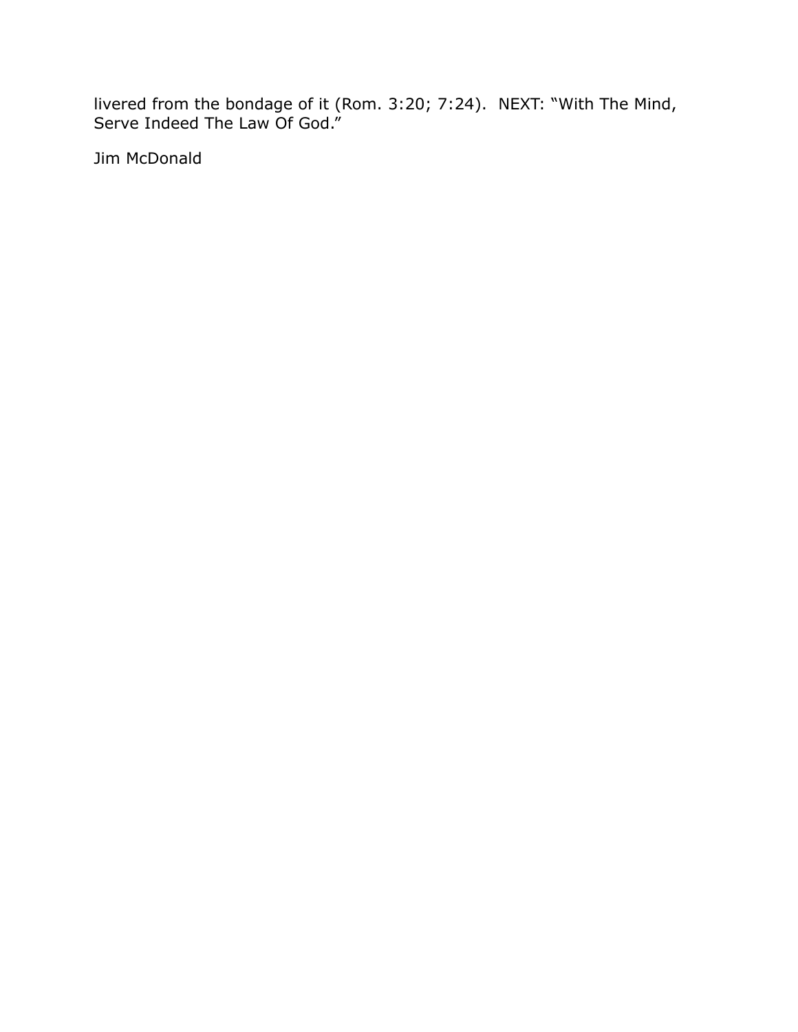livered from the bondage of it (Rom. 3:20; 7:24). NEXT: "With The Mind, Serve Indeed The Law Of God."

Jim McDonald